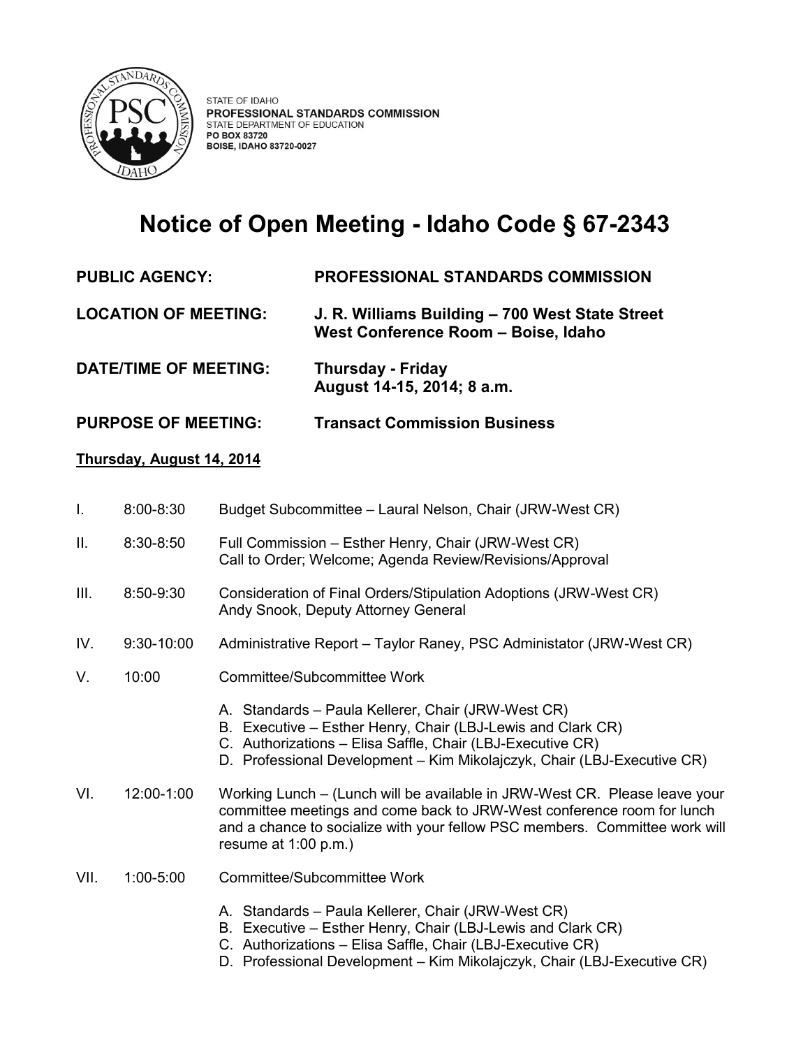STATE OF IDAHO
**PROFESSIONAL STANDARDS COMMISSION**
STATE DEPARTMENT OF EDUCATION
**PO BOX 83720**
**BOISE, IDAHO 83720-0027**

# Notice of Open Meeting - Idaho Code § 67-2343

**PUBLIC AGENCY:** **PROFESSIONAL STANDARDS COMMISSION**

**LOCATION OF MEETING:** **J. R. Williams Building – 700 West State Street West Conference Room – Boise, Idaho**

**DATE/TIME OF MEETING:** **Thursday - Friday August 14-15, 2014; 8 a.m.**

**PURPOSE OF MEETING:** **Transact Commission Business**

**Thursday, August 14, 2014**

I. 8:00-8:30 Budget Subcommittee – Laural Nelson, Chair (JRW-West CR)

II. 8:30-8:50 Full Commission – Esther Henry, Chair (JRW-West CR)
Call to Order; Welcome; Agenda Review/Revisions/Approval

III. 8:50-9:30 Consideration of Final Orders/Stipulation Adoptions (JRW-West CR)
Andy Snook, Deputy Attorney General

IV. 9:30-10:00 Administrative Report – Taylor Raney, PSC Administator (JRW-West CR)

V. 10:00 Committee/Subcommittee Work

A. Standards – Paula Kellerer, Chair (JRW-West CR)
B. Executive – Esther Henry, Chair (LBJ-Lewis and Clark CR)
C. Authorizations – Elisa Saffle, Chair (LBJ-Executive CR)
D. Professional Development – Kim Mikolajczyk, Chair (LBJ-Executive CR)

VI. 12:00-1:00 Working Lunch – (Lunch will be available in JRW-West CR. Please leave your committee meetings and come back to JRW-West conference room for lunch and a chance to socialize with your fellow PSC members. Committee work will resume at 1:00 p.m.)

VII. 1:00-5:00 Committee/Subcommittee Work

A. Standards – Paula Kellerer, Chair (JRW-West CR)
B. Executive – Esther Henry, Chair (LBJ-Lewis and Clark CR)
C. Authorizations – Elisa Saffle, Chair (LBJ-Executive CR)
D. Professional Development – Kim Mikolajczyk, Chair (LBJ-Executive CR)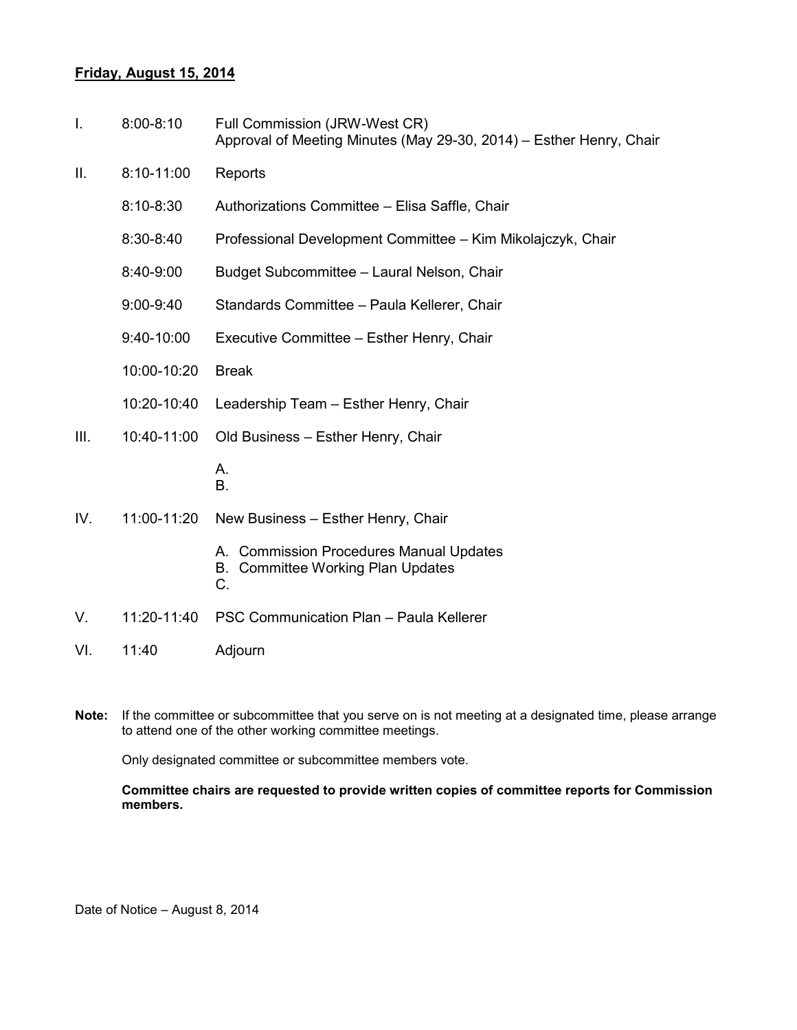**Friday, August 15, 2014**

| | | |
|---|---|---|
| I. | 8:00-8:10 | Full Commission (JRW-West CR)<br>Approval of Meeting Minutes (May 29-30, 2014) – Esther Henry, Chair |
| II. | 8:10-11:00 | Reports |
| | 8:10-8:30 | Authorizations Committee – Elisa Saffle, Chair |
| | 8:30-8:40 | Professional Development Committee – Kim Mikolajczyk, Chair |
| | 8:40-9:00 | Budget Subcommittee – Laural Nelson, Chair |
| | 9:00-9:40 | Standards Committee – Paula Kellerer, Chair |
| | 9:40-10:00 | Executive Committee – Esther Henry, Chair |
| | 10:00-10:20 | Break |
| | 10:20-10:40 | Leadership Team – Esther Henry, Chair |
| III. | 10:40-11:00 | Old Business – Esther Henry, Chair<br>A.<br>B. |
| IV. | 11:00-11:20 | New Business – Esther Henry, Chair<br>A. Commission Procedures Manual Updates<br>B. Committee Working Plan Updates<br>C. |
| V. | 11:20-11:40 | PSC Communication Plan – Paula Kellerer |
| VI. | 11:40 | Adjourn |

**Note:** If the committee or subcommittee that you serve on is not meeting at a designated time, please arrange to attend one of the other working committee meetings.

Only designated committee or subcommittee members vote.

**Committee chairs are requested to provide written copies of committee reports for Commission members.**

Date of Notice – August 8, 2014